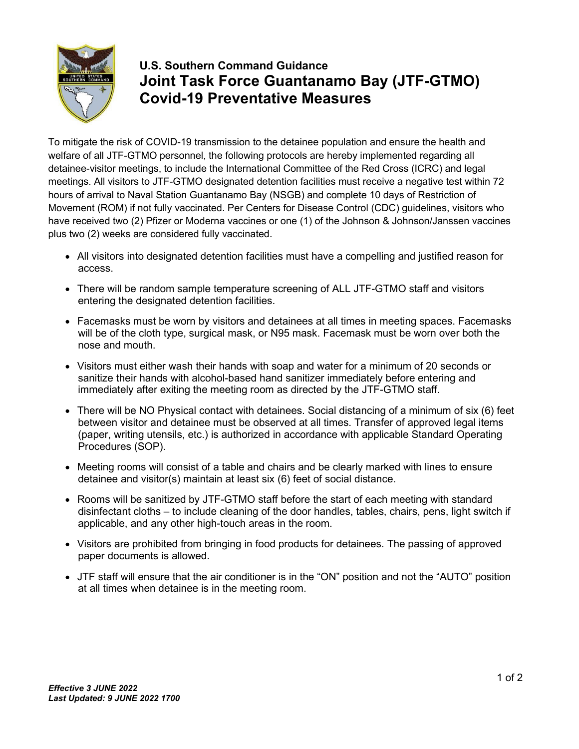**U.S. Southern Command Guidance**

# Joint Task Force Guantanamo Bay (JTF-GTMO) Covid-19 Preventative Measures

To mitigate the risk of COVID-19 transmission to the detainee population and ensure the health and welfare of all JTF-GTMO personnel, the following protocols are hereby implemented regarding all detainee-visitor meetings, to include the International Committee of the Red Cross (ICRC) and legal meetings. All visitors to JTF-GTMO designated detention facilities must receive a negative test within 72 hours of arrival to Naval Station Guantanamo Bay (NSGB) and complete 10 days of Restriction of Movement (ROM) if not fully vaccinated. Per Centers for Disease Control (CDC) guidelines, visitors who have received two (2) Pfizer or Moderna vaccines or one (1) of the Johnson & Johnson/Janssen vaccines plus two (2) weeks are considered fully vaccinated.

- All visitors into designated detention facilities must have a compelling and justified reason for access.
- There will be random sample temperature screening of ALL JTF-GTMO staff and visitors entering the designated detention facilities.
- Facemasks must be worn by visitors and detainees at all times in meeting spaces. Facemasks will be of the cloth type, surgical mask, or N95 mask. Facemask must be worn over both the nose and mouth.
- Visitors must either wash their hands with soap and water for a minimum of 20 seconds or sanitize their hands with alcohol-based hand sanitizer immediately before entering and immediately after exiting the meeting room as directed by the JTF-GTMO staff.
- There will be NO Physical contact with detainees. Social distancing of a minimum of six (6) feet between visitor and detainee must be observed at all times. Transfer of approved legal items (paper, writing utensils, etc.) is authorized in accordance with applicable Standard Operating Procedures (SOP).
- Meeting rooms will consist of a table and chairs and be clearly marked with lines to ensure detainee and visitor(s) maintain at least six (6) feet of social distance.
- Rooms will be sanitized by JTF-GTMO staff before the start of each meeting with standard disinfectant cloths – to include cleaning of the door handles, tables, chairs, pens, light switch if applicable, and any other high-touch areas in the room.
- Visitors are prohibited from bringing in food products for detainees. The passing of approved paper documents is allowed.
- JTF staff will ensure that the air conditioner is in the "ON" position and not the "AUTO" position at all times when detainee is in the meeting room.

***Effective 3 JUNE 2022***
***Last Updated: 9 JUNE 2022 1700***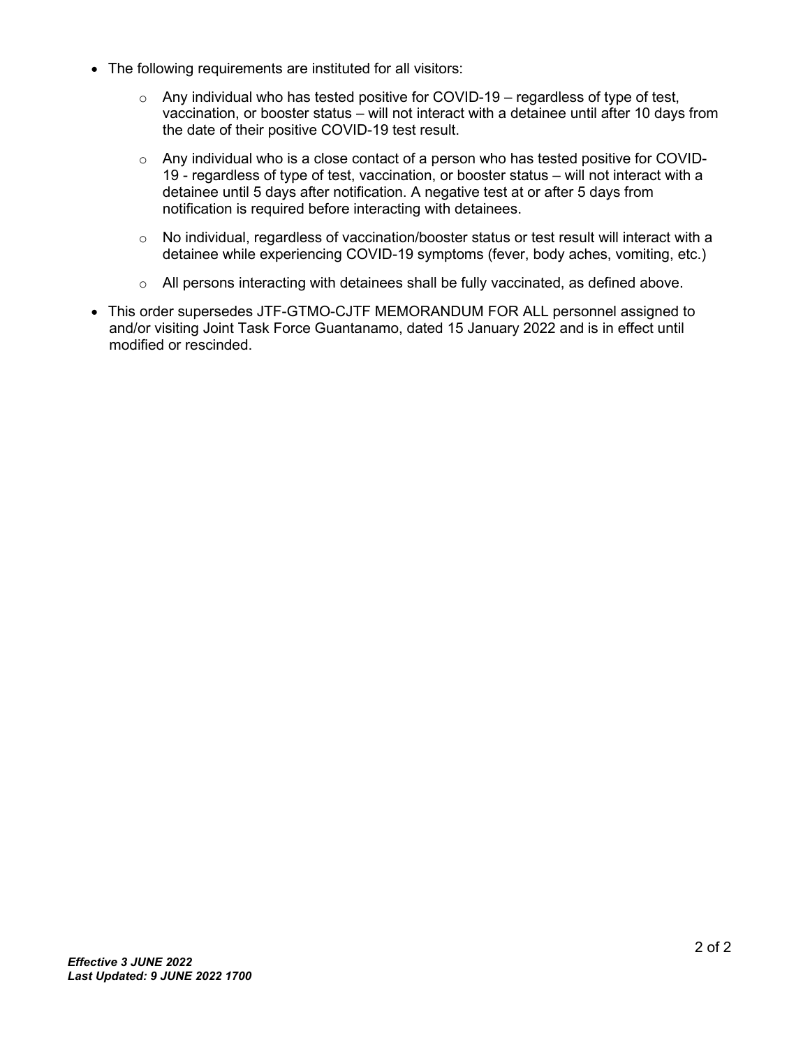- The following requirements are instituted for all visitors:
  - Any individual who has tested positive for COVID-19 – regardless of type of test, vaccination, or booster status – will not interact with a detainee until after 10 days from the date of their positive COVID-19 test result.
  - Any individual who is a close contact of a person who has tested positive for COVID-19 - regardless of type of test, vaccination, or booster status – will not interact with a detainee until 5 days after notification. A negative test at or after 5 days from notification is required before interacting with detainees.
  - No individual, regardless of vaccination/booster status or test result will interact with a detainee while experiencing COVID-19 symptoms (fever, body aches, vomiting, etc.)
  - All persons interacting with detainees shall be fully vaccinated, as defined above.
- This order supersedes JTF-GTMO-CJTF MEMORANDUM FOR ALL personnel assigned to and/or visiting Joint Task Force Guantanamo, dated 15 January 2022 and is in effect until modified or rescinded.

***Effective 3 JUNE 2022***
***Last Updated: 9 JUNE 2022 1700***